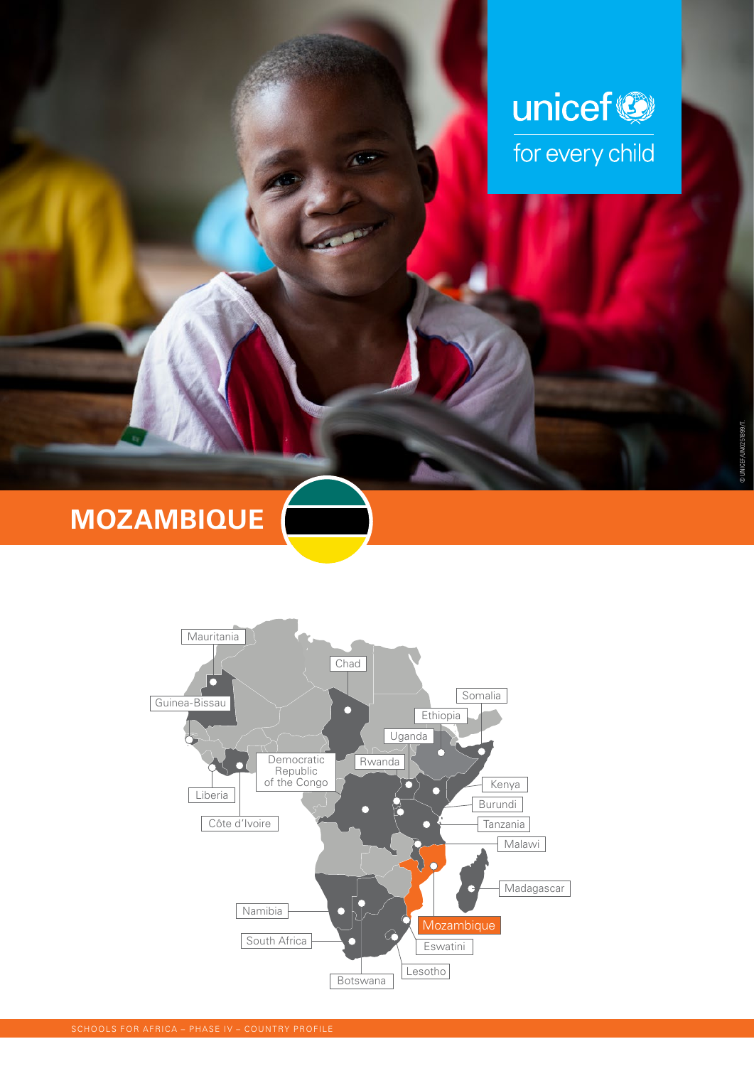unicef
for every child

# MOZAMBIQUE

Mauritania
Chad
Somalia
Guinea-Bissau
Ethiopia
Uganda
Democratic Republic of the Congo
Rwanda
Kenya
Liberia
Burundi
Côte d'Ivoire
Tanzania
Malawi
Madagascar
Namibia
Mozambique
South Africa
Eswatini
Lesotho
Botswana

SCHOOLS FOR AFRICA – PHASE IV – COUNTRY PROFILE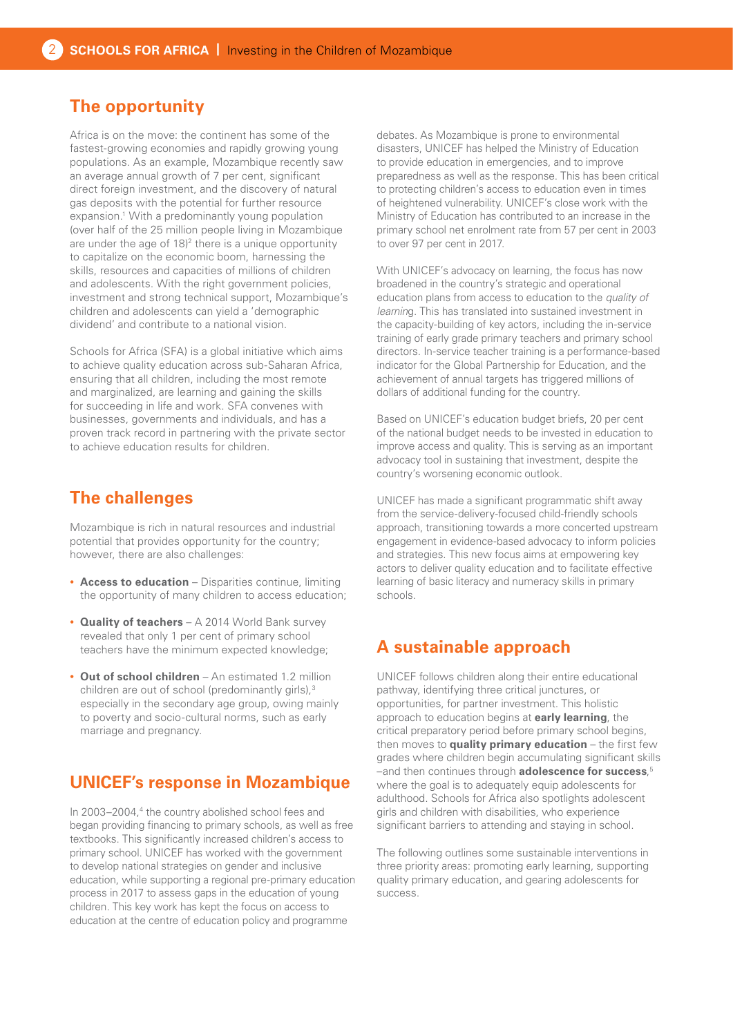## The opportunity

Africa is on the move: the continent has some of the fastest-growing economies and rapidly growing young populations. As an example, Mozambique recently saw an average annual growth of 7 per cent, significant direct foreign investment, and the discovery of natural gas deposits with the potential for further resource expansion.[1] With a predominantly young population (over half of the 25 million people living in Mozambique are under the age of 18)[2] there is a unique opportunity to capitalize on the economic boom, harnessing the skills, resources and capacities of millions of children and adolescents. With the right government policies, investment and strong technical support, Mozambique's children and adolescents can yield a 'demographic dividend' and contribute to a national vision.

Schools for Africa (SFA) is a global initiative which aims to achieve quality education across sub-Saharan Africa, ensuring that all children, including the most remote and marginalized, are learning and gaining the skills for succeeding in life and work. SFA convenes with businesses, governments and individuals, and has a proven track record in partnering with the private sector to achieve education results for children.

## The challenges

Mozambique is rich in natural resources and industrial potential that provides opportunity for the country; however, there are also challenges:

- **Access to education** – Disparities continue, limiting the opportunity of many children to access education;
- **Quality of teachers** – A 2014 World Bank survey revealed that only 1 per cent of primary school teachers have the minimum expected knowledge;
- **Out of school children** – An estimated 1.2 million children are out of school (predominantly girls),[3] especially in the secondary age group, owing mainly to poverty and socio-cultural norms, such as early marriage and pregnancy.

## UNICEF's response in Mozambique

In 2003–2004,[4] the country abolished school fees and began providing financing to primary schools, as well as free textbooks. This significantly increased children's access to primary school. UNICEF has worked with the government to develop national strategies on gender and inclusive education, while supporting a regional pre-primary education process in 2017 to assess gaps in the education of young children. This key work has kept the focus on access to education at the centre of education policy and programme debates. As Mozambique is prone to environmental disasters, UNICEF has helped the Ministry of Education to provide education in emergencies, and to improve preparedness as well as the response. This has been critical to protecting children's access to education even in times of heightened vulnerability. UNICEF's close work with the Ministry of Education has contributed to an increase in the primary school net enrolment rate from 57 per cent in 2003 to over 97 per cent in 2017.

With UNICEF's advocacy on learning, the focus has now broadened in the country's strategic and operational education plans from access to education to the *quality of learning*. This has translated into sustained investment in the capacity-building of key actors, including the in-service training of early grade primary teachers and primary school directors. In-service teacher training is a performance-based indicator for the Global Partnership for Education, and the achievement of annual targets has triggered millions of dollars of additional funding for the country.

Based on UNICEF's education budget briefs, 20 per cent of the national budget needs to be invested in education to improve access and quality. This is serving as an important advocacy tool in sustaining that investment, despite the country's worsening economic outlook.

UNICEF has made a significant programmatic shift away from the service-delivery-focused child-friendly schools approach, transitioning towards a more concerted upstream engagement in evidence-based advocacy to inform policies and strategies. This new focus aims at empowering key actors to deliver quality education and to facilitate effective learning of basic literacy and numeracy skills in primary schools.

## A sustainable approach

UNICEF follows children along their entire educational pathway, identifying three critical junctures, or opportunities, for partner investment. This holistic approach to education begins at **early learning**, the critical preparatory period before primary school begins, then moves to **quality primary education** – the first few grades where children begin accumulating significant skills –and then continues through **adolescence for success**,[5] where the goal is to adequately equip adolescents for adulthood. Schools for Africa also spotlights adolescent girls and children with disabilities, who experience significant barriers to attending and staying in school.

The following outlines some sustainable interventions in three priority areas: promoting early learning, supporting quality primary education, and gearing adolescents for success.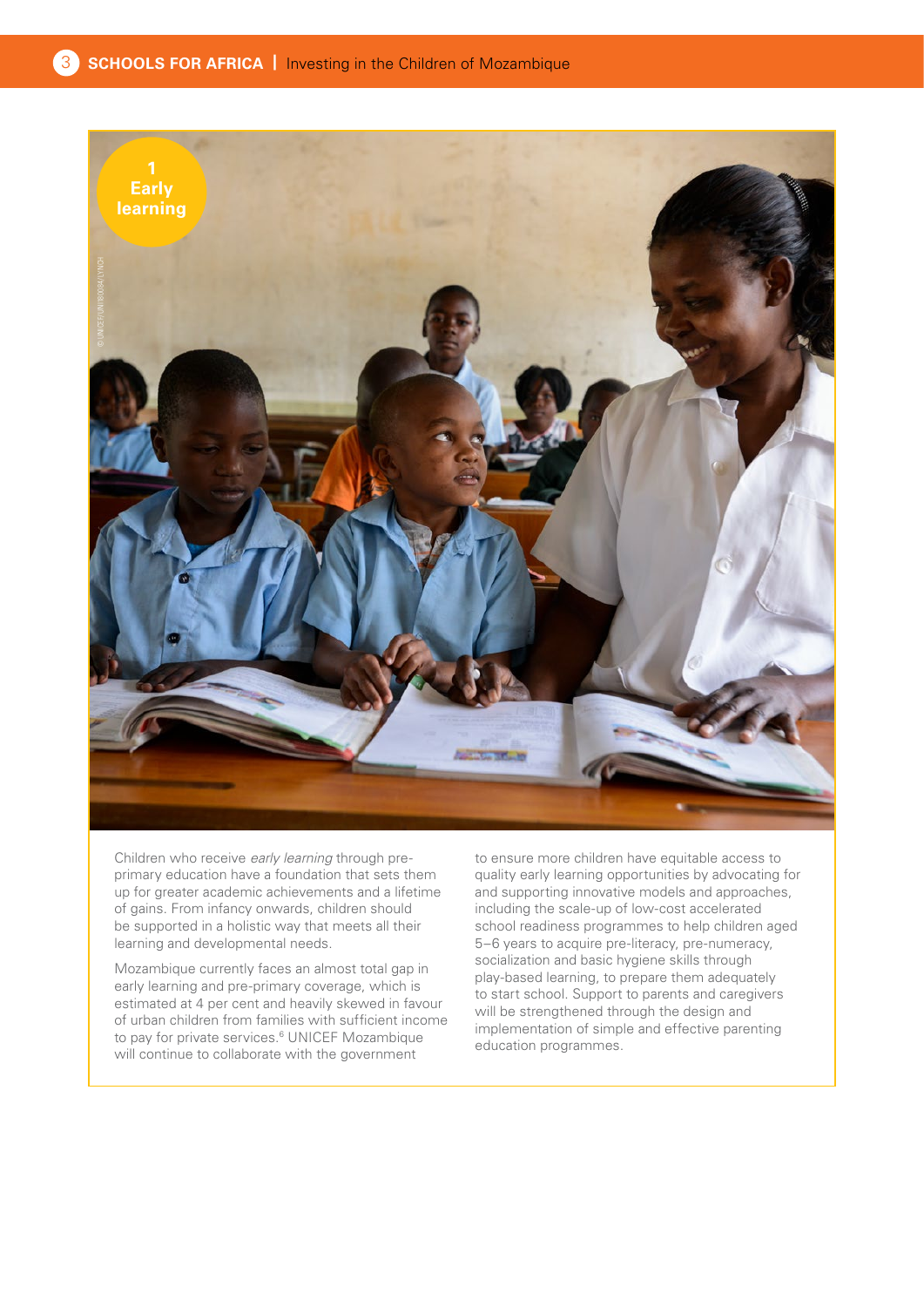## 1 Early learning

Children who receive *early learning* through pre-primary education have a foundation that sets them up for greater academic achievements and a lifetime of gains. From infancy onwards, children should be supported in a holistic way that meets all their learning and developmental needs.

Mozambique currently faces an almost total gap in early learning and pre-primary coverage, which is estimated at 4 per cent and heavily skewed in favour of urban children from families with sufficient income to pay for private services.[6] UNICEF Mozambique will continue to collaborate with the government to ensure more children have equitable access to quality early learning opportunities by advocating for and supporting innovative models and approaches, including the scale-up of low-cost accelerated school readiness programmes to help children aged 5–6 years to acquire pre-literacy, pre-numeracy, socialization and basic hygiene skills through play-based learning, to prepare them adequately to start school. Support to parents and caregivers will be strengthened through the design and implementation of simple and effective parenting education programmes.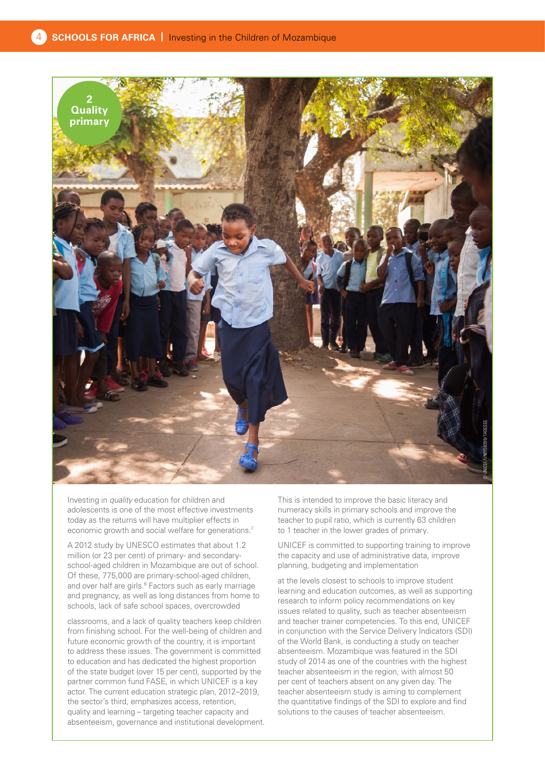## 2 Quality primary

Investing in *quality* education for children and adolescents is one of the most effective investments today as the returns will have multiplier effects in economic growth and social welfare for generations.[7]

A 2012 study by UNESCO estimates that about 1.2 million (or 23 per cent) of primary- and secondary-school-aged children in Mozambique are out of school. Of these, 775,000 are primary-school-aged children, and over half are girls.[8] Factors such as early marriage and pregnancy, as well as long distances from home to schools, lack of safe school spaces, overcrowded classrooms, and a lack of quality teachers keep children from finishing school. For the well-being of children and future economic growth of the country, it is important to address these issues. The government is committed to education and has dedicated the highest proportion of the state budget (over 15 per cent), supported by the partner common fund FASE, in which UNICEF is a key actor. The current education strategic plan, 2012–2019, the sector's third, emphasizes access, retention, quality and learning – targeting teacher capacity and absenteeism, governance and institutional development.

This is intended to improve the basic literacy and numeracy skills in primary schools and improve the teacher to pupil ratio, which is currently 63 children to 1 teacher in the lower grades of primary.

UNICEF is committed to supporting training to improve the capacity and use of administrative data, improve planning, budgeting and implementation at the levels closest to schools to improve student learning and education outcomes, as well as supporting research to inform policy recommendations on key issues related to quality, such as teacher absenteeism and teacher trainer competencies. To this end, UNICEF in conjunction with the Service Delivery Indicators (SDI) of the World Bank, is conducting a study on teacher absenteeism. Mozambique was featured in the SDI study of 2014 as one of the countries with the highest teacher absenteeism in the region, with almost 50 per cent of teachers absent on any given day. The teacher absenteeism study is aiming to complement the quantitative findings of the SDI to explore and find solutions to the causes of teacher absenteeism.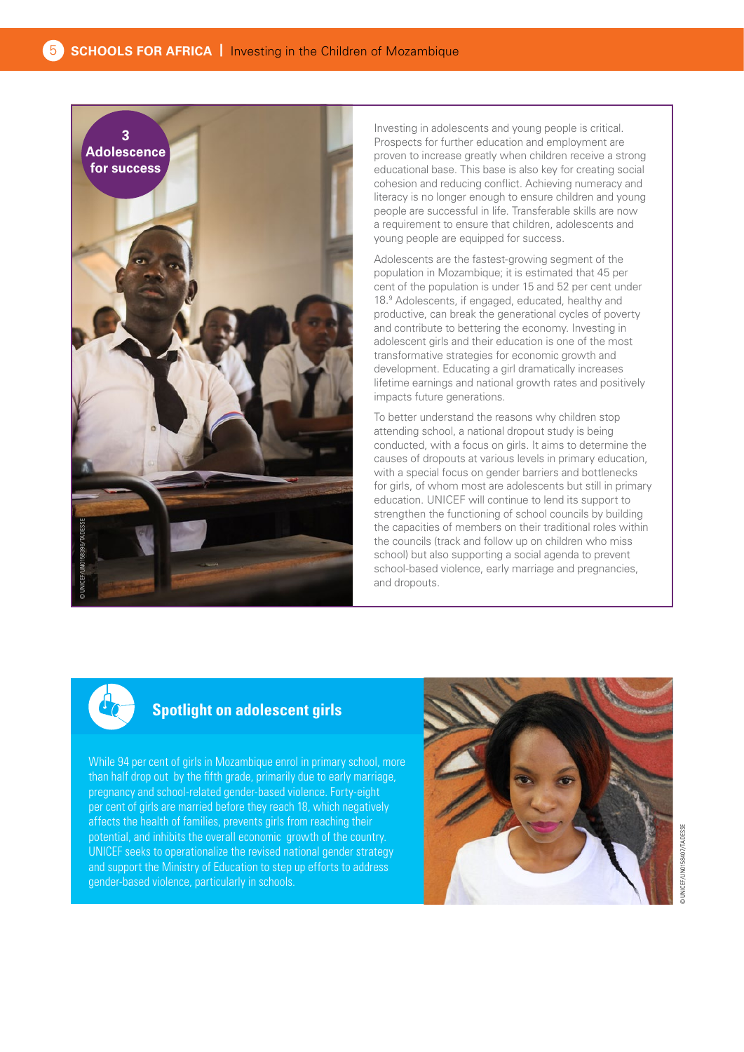## 3 Adolescence for success

© UNICEF/UN0158396/TADESSE

Investing in adolescents and young people is critical. Prospects for further education and employment are proven to increase greatly when children receive a strong educational base. This base is also key for creating social cohesion and reducing conflict. Achieving numeracy and literacy is no longer enough to ensure children and young people are successful in life. Transferable skills are now a requirement to ensure that children, adolescents and young people are equipped for success.

Adolescents are the fastest-growing segment of the population in Mozambique; it is estimated that 45 per cent of the population is under 15 and 52 per cent under 18.[9] Adolescents, if engaged, educated, healthy and productive, can break the generational cycles of poverty and contribute to bettering the economy. Investing in adolescent girls and their education is one of the most transformative strategies for economic growth and development. Educating a girl dramatically increases lifetime earnings and national growth rates and positively impacts future generations.

To better understand the reasons why children stop attending school, a national dropout study is being conducted, with a focus on girls. It aims to determine the causes of dropouts at various levels in primary education, with a special focus on gender barriers and bottlenecks for girls, of whom most are adolescents but still in primary education. UNICEF will continue to lend its support to strengthen the functioning of school councils by building the capacities of members on their traditional roles within the councils (track and follow up on children who miss school) but also supporting a social agenda to prevent school-based violence, early marriage and pregnancies, and dropouts.

### Spotlight on adolescent girls

While 94 per cent of girls in Mozambique enrol in primary school, more than half drop out by the fifth grade, primarily due to early marriage, pregnancy and school-related gender-based violence. Forty-eight per cent of girls are married before they reach 18, which negatively affects the health of families, prevents girls from reaching their potential, and inhibits the overall economic growth of the country. UNICEF seeks to operationalize the revised national gender strategy and support the Ministry of Education to step up efforts to address gender-based violence, particularly in schools.

© UNICEF/UN0158407/TADESSE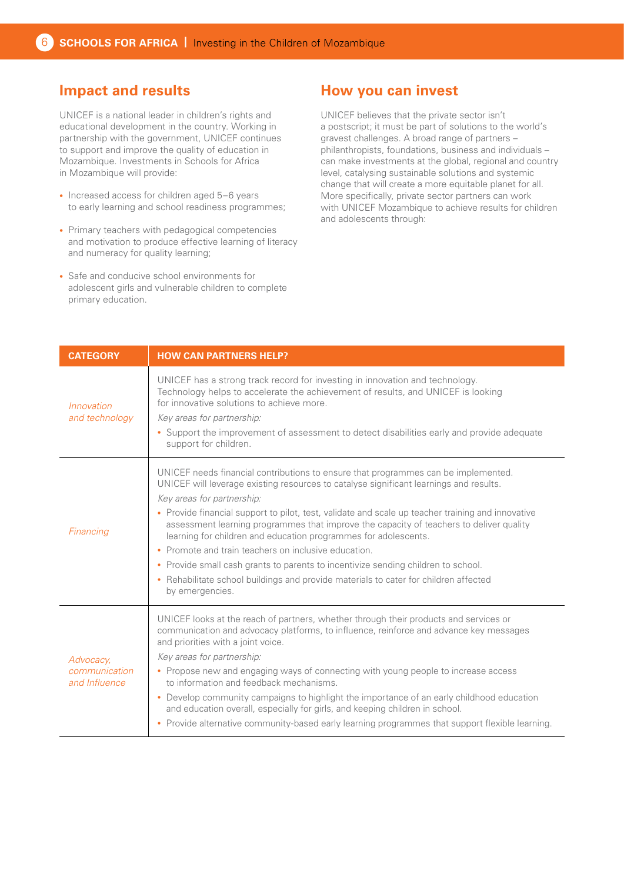## Impact and results

UNICEF is a national leader in children's rights and educational development in the country. Working in partnership with the government, UNICEF continues to support and improve the quality of education in Mozambique. Investments in Schools for Africa in Mozambique will provide:

- Increased access for children aged 5–6 years to early learning and school readiness programmes;
- Primary teachers with pedagogical competencies and motivation to produce effective learning of literacy and numeracy for quality learning;
- Safe and conducive school environments for adolescent girls and vulnerable children to complete primary education.

## How you can invest

UNICEF believes that the private sector isn't a postscript; it must be part of solutions to the world's gravest challenges. A broad range of partners – philanthropists, foundations, business and individuals – can make investments at the global, regional and country level, catalysing sustainable solutions and systemic change that will create a more equitable planet for all. More specifically, private sector partners can work with UNICEF Mozambique to achieve results for children and adolescents through:

| CATEGORY | HOW CAN PARTNERS HELP? |
| --- | --- |
| *Innovation and technology* | UNICEF has a strong track record for investing in innovation and technology. Technology helps to accelerate the achievement of results, and UNICEF is looking for innovative solutions to achieve more.<br>*Key areas for partnership:*<br>• Support the improvement of assessment to detect disabilities early and provide adequate support for children. |
| *Financing* | UNICEF needs financial contributions to ensure that programmes can be implemented. UNICEF will leverage existing resources to catalyse significant learnings and results.<br>*Key areas for partnership:*<br>• Provide financial support to pilot, test, validate and scale up teacher training and innovative assessment learning programmes that improve the capacity of teachers to deliver quality learning for children and education programmes for adolescents.<br>• Promote and train teachers on inclusive education.<br>• Provide small cash grants to parents to incentivize sending children to school.<br>• Rehabilitate school buildings and provide materials to cater for children affected by emergencies. |
| *Advocacy, communication and Influence* | UNICEF looks at the reach of partners, whether through their products and services or communication and advocacy platforms, to influence, reinforce and advance key messages and priorities with a joint voice.<br>*Key areas for partnership:*<br>• Propose new and engaging ways of connecting with young people to increase access to information and feedback mechanisms.<br>• Develop community campaigns to highlight the importance of an early childhood education and education overall, especially for girls, and keeping children in school.<br>• Provide alternative community-based early learning programmes that support flexible learning. |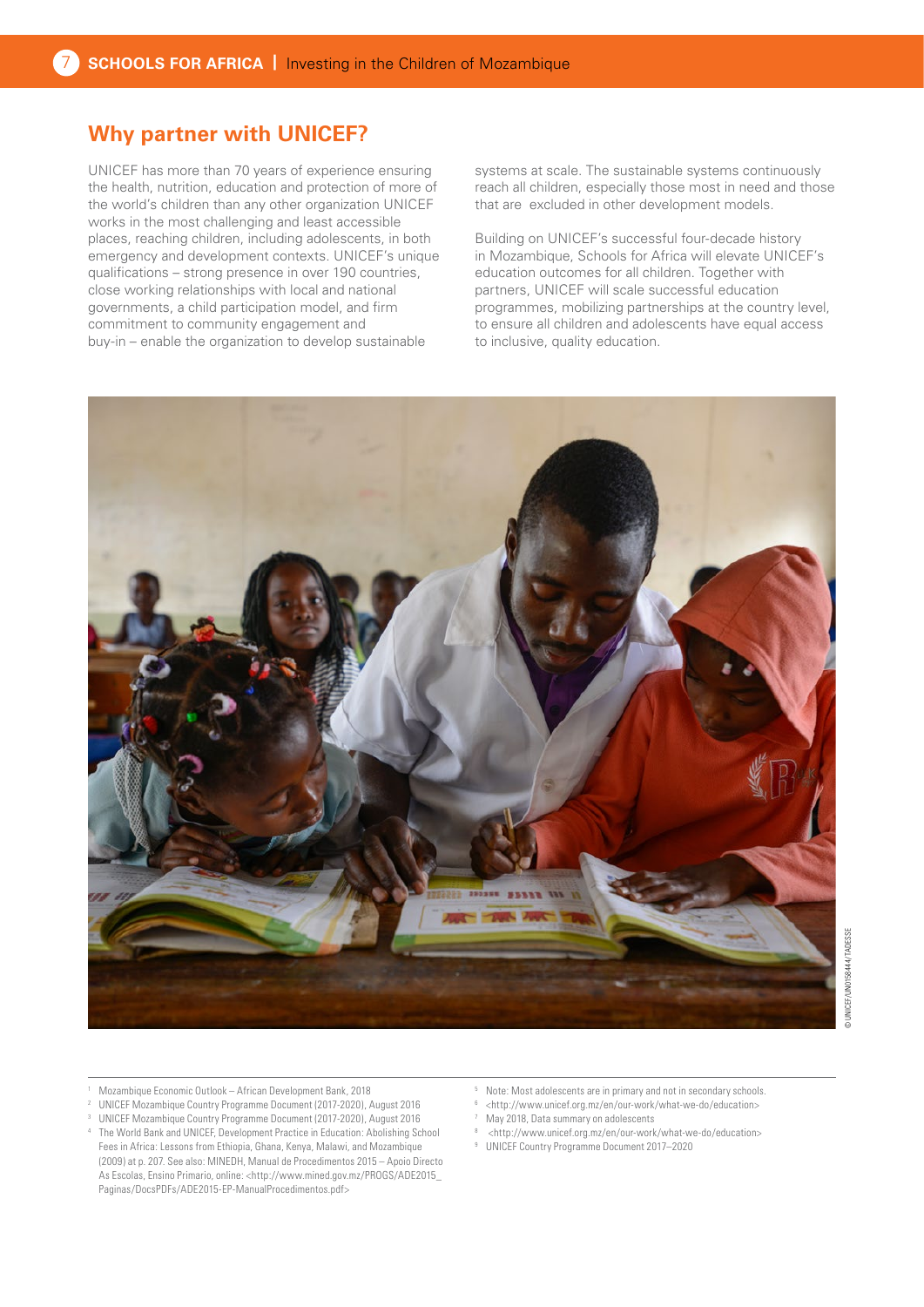## Why partner with UNICEF?

UNICEF has more than 70 years of experience ensuring the health, nutrition, education and protection of more of the world's children than any other organization UNICEF works in the most challenging and least accessible places, reaching children, including adolescents, in both emergency and development contexts. UNICEF's unique qualifications – strong presence in over 190 countries, close working relationships with local and national governments, a child participation model, and firm commitment to community engagement and buy-in – enable the organization to develop sustainable systems at scale. The sustainable systems continuously reach all children, especially those most in need and those that are excluded in other development models.

Building on UNICEF's successful four-decade history in Mozambique, Schools for Africa will elevate UNICEF's education outcomes for all children. Together with partners, UNICEF will scale successful education programmes, mobilizing partnerships at the country level, to ensure all children and adolescents have equal access to inclusive, quality education.

© UNICEF/UN0158444/TADESSE

[1] Mozambique Economic Outlook – African Development Bank, 2018
[2] UNICEF Mozambique Country Programme Document (2017-2020), August 2016
[3] UNICEF Mozambique Country Programme Document (2017-2020), August 2016
[4] The World Bank and UNICEF, Development Practice in Education: Abolishing School Fees in Africa: Lessons from Ethiopia, Ghana, Kenya, Malawi, and Mozambique (2009) at p. 207. See also: MINEDH, Manual de Procedimentos 2015 – Apoio Directo As Escolas, Ensino Primario, online: <http://www.mined.gov.mz/PROGS/ADE2015_Paginas/DocsPDFs/ADE2015-EP-ManualProcedimentos.pdf>
[5] Note: Most adolescents are in primary and not in secondary schools.
[6] <http://www.unicef.org.mz/en/our-work/what-we-do/education>
[7] May 2018, Data summary on adolescents
[8] <http://www.unicef.org.mz/en/our-work/what-we-do/education>
[9] UNICEF Country Programme Document 2017–2020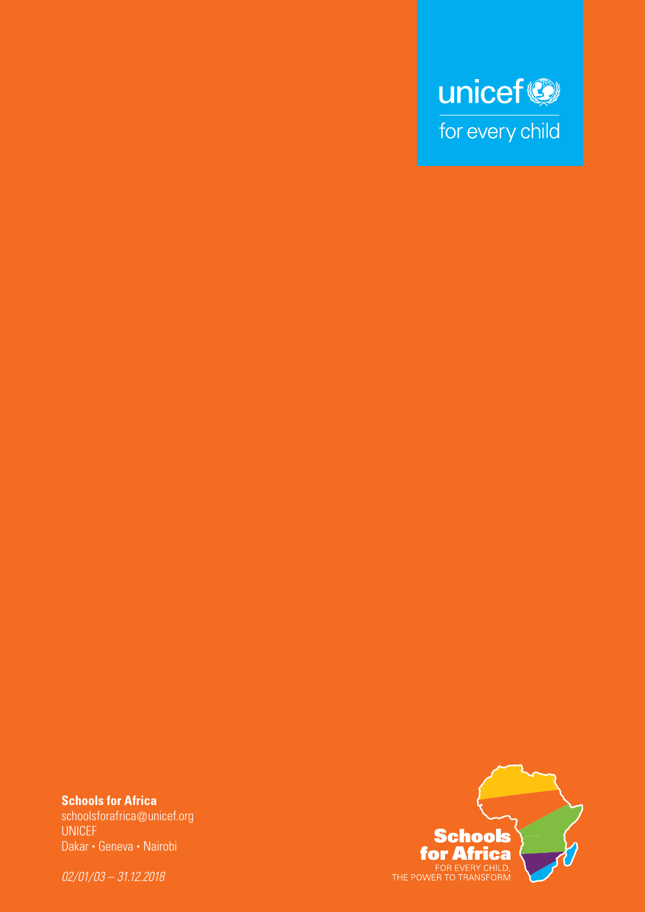unicef
for every child

**Schools for Africa**
schoolsforafrica@unicef.org
UNICEF
Dakar • Geneva • Nairobi

*02/01/03 – 31.12.2018*

Schools for Africa
FOR EVERY CHILD, THE POWER TO TRANSFORM